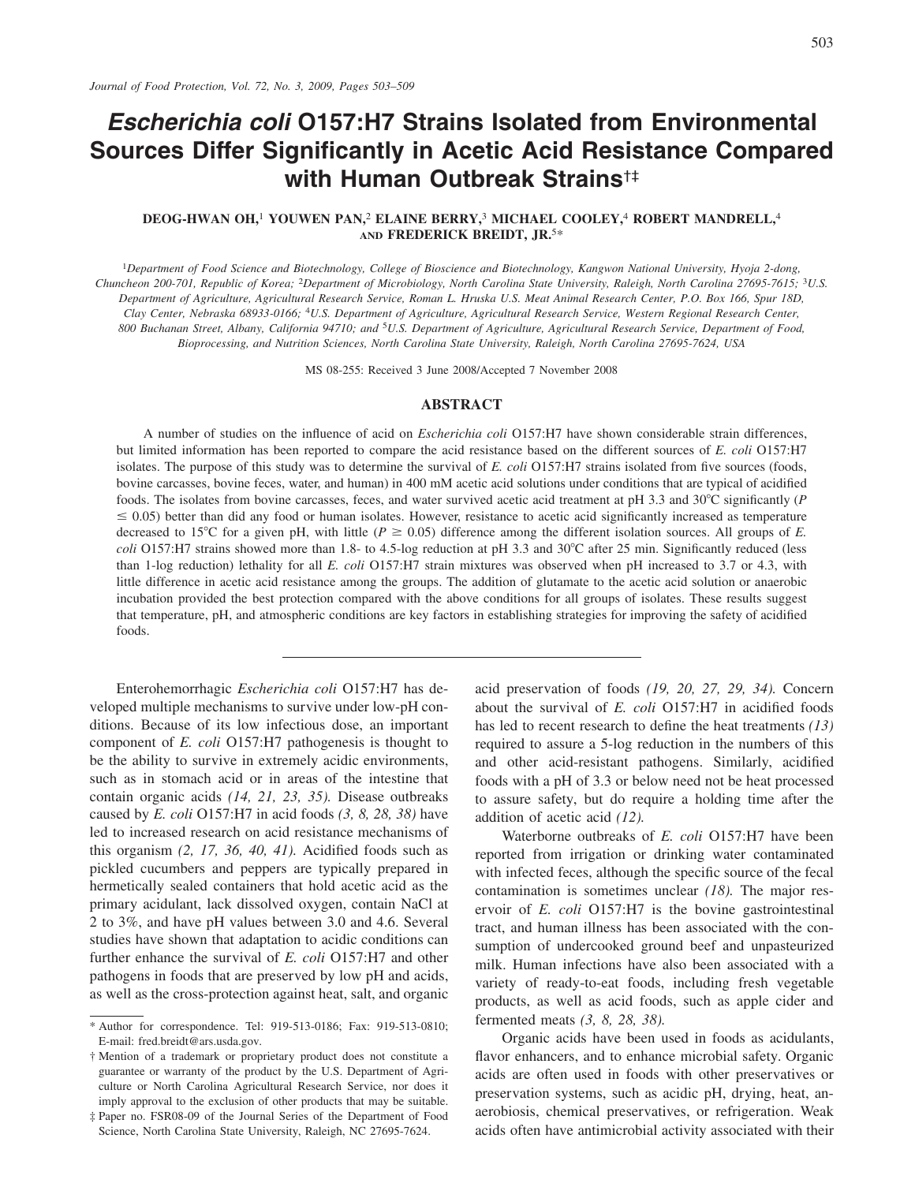# *Escherichia coli* O157:H7 Strains Isolated from Environmental Sources Differ Significantly in Acetic Acid Resistance Compared with Human Outbreak Strains†‡

DEOG-HWAN OH,[1] YOUWEN PAN,[2] ELAINE BERRY,[3] MICHAEL COOLEY,[4] ROBERT MANDRELL,[4] AND FREDERICK BREIDT, JR.[5]*

[1]Department of Food Science and Biotechnology, College of Bioscience and Biotechnology, Kangwon National University, Hyoja 2-dong, Chuncheon 200-701, Republic of Korea; [2]Department of Microbiology, North Carolina State University, Raleigh, North Carolina 27695-7615; [3]U.S. Department of Agriculture, Agricultural Research Service, Roman L. Hruska U.S. Meat Animal Research Center, P.O. Box 166, Spur 18D, Clay Center, Nebraska 68933-0166; [4]U.S. Department of Agriculture, Agricultural Research Service, Western Regional Research Center, 800 Buchanan Street, Albany, California 94710; and [5]U.S. Department of Agriculture, Agricultural Research Service, Department of Food, Bioprocessing, and Nutrition Sciences, North Carolina State University, Raleigh, North Carolina 27695-7624, USA

MS 08-255: Received 3 June 2008/Accepted 7 November 2008

## ABSTRACT

A number of studies on the influence of acid on *Escherichia coli* O157:H7 have shown considerable strain differences, but limited information has been reported to compare the acid resistance based on the different sources of *E. coli* O157:H7 isolates. The purpose of this study was to determine the survival of *E. coli* O157:H7 strains isolated from five sources (foods, bovine carcasses, bovine feces, water, and human) in 400 mM acetic acid solutions under conditions that are typical of acidified foods. The isolates from bovine carcasses, feces, and water survived acetic acid treatment at pH 3.3 and 30°C significantly ($P \leq 0.05$) better than did any food or human isolates. However, resistance to acetic acid significantly increased as temperature decreased to 15°C for a given pH, with little ($P \geq 0.05$) difference among the different isolation sources. All groups of *E. coli* O157:H7 strains showed more than 1.8- to 4.5-log reduction at pH 3.3 and 30°C after 25 min. Significantly reduced (less than 1-log reduction) lethality for all *E. coli* O157:H7 strain mixtures was observed when pH increased to 3.7 or 4.3, with little difference in acetic acid resistance among the groups. The addition of glutamate to the acetic acid solution or anaerobic incubation provided the best protection compared with the above conditions for all groups of isolates. These results suggest that temperature, pH, and atmospheric conditions are key factors in establishing strategies for improving the safety of acidified foods.

---

Enterohemorrhagic *Escherichia coli* O157:H7 has developed multiple mechanisms to survive under low-pH conditions. Because of its low infectious dose, an important component of *E. coli* O157:H7 pathogenesis is thought to be the ability to survive in extremely acidic environments, such as in stomach acid or in areas of the intestine that contain organic acids *(14, 21, 23, 35).* Disease outbreaks caused by *E. coli* O157:H7 in acid foods *(3, 8, 28, 38)* have led to increased research on acid resistance mechanisms of this organism *(2, 17, 36, 40, 41).* Acidified foods such as pickled cucumbers and peppers are typically prepared in hermetically sealed containers that hold acetic acid as the primary acidulant, lack dissolved oxygen, contain NaCl at 2 to 3%, and have pH values between 3.0 and 4.6. Several studies have shown that adaptation to acidic conditions can further enhance the survival of *E. coli* O157:H7 and other pathogens in foods that are preserved by low pH and acids, as well as the cross-protection against heat, salt, and organic acid preservation of foods *(19, 20, 27, 29, 34).* Concern about the survival of *E. coli* O157:H7 in acidified foods has led to recent research to define the heat treatments *(13)* required to assure a 5-log reduction in the numbers of this and other acid-resistant pathogens. Similarly, acidified foods with a pH of 3.3 or below need not be heat processed to assure safety, but do require a holding time after the addition of acetic acid *(12).*

Waterborne outbreaks of *E. coli* O157:H7 have been reported from irrigation or drinking water contaminated with infected feces, although the specific source of the fecal contamination is sometimes unclear *(18).* The major reservoir of *E. coli* O157:H7 is the bovine gastrointestinal tract, and human illness has been associated with the consumption of undercooked ground beef and unpasteurized milk. Human infections have also been associated with a variety of ready-to-eat foods, including fresh vegetable products, as well as acid foods, such as apple cider and fermented meats *(3, 8, 28, 38).*

Organic acids have been used in foods as acidulants, flavor enhancers, and to enhance microbial safety. Organic acids are often used in foods with other preservatives or preservation systems, such as acidic pH, drying, heat, anaerobiosis, chemical preservatives, or refrigeration. Weak acids often have antimicrobial activity associated with their

---

\* Author for correspondence. Tel: 919-513-0186; Fax: 919-513-0810; E-mail: fred.breidt@ars.usda.gov.

† Mention of a trademark or proprietary product does not constitute a guarantee or warranty of the product by the U.S. Department of Agriculture or North Carolina Agricultural Research Service, nor does it imply approval to the exclusion of other products that may be suitable.

‡ Paper no. FSR08-09 of the Journal Series of the Department of Food Science, North Carolina State University, Raleigh, NC 27695-7624.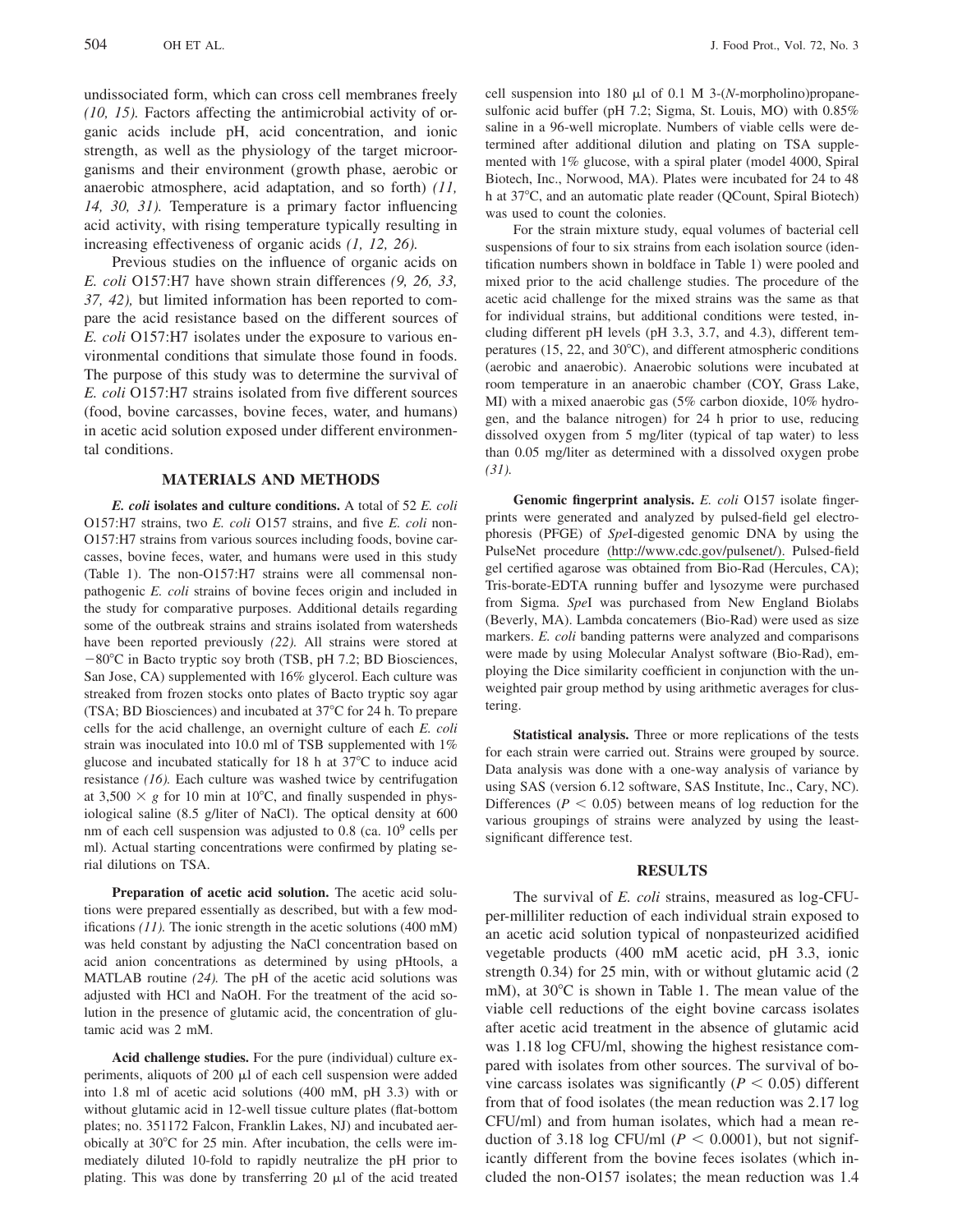undissociated form, which can cross cell membranes freely *(10, 15).* Factors affecting the antimicrobial activity of organic acids include pH, acid concentration, and ionic strength, as well as the physiology of the target microorganisms and their environment (growth phase, aerobic or anaerobic atmosphere, acid adaptation, and so forth) *(11, 14, 30, 31).* Temperature is a primary factor influencing acid activity, with rising temperature typically resulting in increasing effectiveness of organic acids *(1, 12, 26).*

Previous studies on the influence of organic acids on *E. coli* O157:H7 have shown strain differences *(9, 26, 33, 37, 42),* but limited information has been reported to compare the acid resistance based on the different sources of *E. coli* O157:H7 isolates under the exposure to various environmental conditions that simulate those found in foods. The purpose of this study was to determine the survival of *E. coli* O157:H7 strains isolated from five different sources (food, bovine carcasses, bovine feces, water, and humans) in acetic acid solution exposed under different environmental conditions.

## MATERIALS AND METHODS

***E. coli* isolates and culture conditions.** A total of 52 *E. coli* O157:H7 strains, two *E. coli* O157 strains, and five *E. coli* non-O157:H7 strains from various sources including foods, bovine carcasses, bovine feces, water, and humans were used in this study (Table 1). The non-O157:H7 strains were all commensal nonpathogenic *E. coli* strains of bovine feces origin and included in the study for comparative purposes. Additional details regarding some of the outbreak strains and strains isolated from watersheds have been reported previously *(22).* All strains were stored at −80°C in Bacto tryptic soy broth (TSB, pH 7.2; BD Biosciences, San Jose, CA) supplemented with 16% glycerol. Each culture was streaked from frozen stocks onto plates of Bacto tryptic soy agar (TSA; BD Biosciences) and incubated at 37°C for 24 h. To prepare cells for the acid challenge, an overnight culture of each *E. coli* strain was inoculated into 10.0 ml of TSB supplemented with 1% glucose and incubated statically for 18 h at 37°C to induce acid resistance *(16).* Each culture was washed twice by centrifugation at 3,500 × *g* for 10 min at 10°C, and finally suspended in physiological saline (8.5 g/liter of NaCl). The optical density at 600 nm of each cell suspension was adjusted to 0.8 (ca. $10^9$ cells per ml). Actual starting concentrations were confirmed by plating serial dilutions on TSA.

**Preparation of acetic acid solution.** The acetic acid solutions were prepared essentially as described, but with a few modifications *(11).* The ionic strength in the acetic solutions (400 mM) was held constant by adjusting the NaCl concentration based on acid anion concentrations as determined by using pHtools, a MATLAB routine *(24).* The pH of the acetic acid solutions was adjusted with HCl and NaOH. For the treatment of the acid solution in the presence of glutamic acid, the concentration of glutamic acid was 2 mM.

**Acid challenge studies.** For the pure (individual) culture experiments, aliquots of 200 μl of each cell suspension were added into 1.8 ml of acetic acid solutions (400 mM, pH 3.3) with or without glutamic acid in 12-well tissue culture plates (flat-bottom plates; no. 351172 Falcon, Franklin Lakes, NJ) and incubated aerobically at 30°C for 25 min. After incubation, the cells were immediately diluted 10-fold to rapidly neutralize the pH prior to plating. This was done by transferring 20 μl of the acid treated cell suspension into 180 μl of 0.1 M 3-(*N*-morpholino)propanesulfonic acid buffer (pH 7.2; Sigma, St. Louis, MO) with 0.85% saline in a 96-well microplate. Numbers of viable cells were determined after additional dilution and plating on TSA supplemented with 1% glucose, with a spiral plater (model 4000, Spiral Biotech, Inc., Norwood, MA). Plates were incubated for 24 to 48 h at 37°C, and an automatic plate reader (QCount, Spiral Biotech) was used to count the colonies.

For the strain mixture study, equal volumes of bacterial cell suspensions of four to six strains from each isolation source (identification numbers shown in boldface in Table 1) were pooled and mixed prior to the acid challenge studies. The procedure of the acetic acid challenge for the mixed strains was the same as that for individual strains, but additional conditions were tested, including different pH levels (pH 3.3, 3.7, and 4.3), different temperatures (15, 22, and 30°C), and different atmospheric conditions (aerobic and anaerobic). Anaerobic solutions were incubated at room temperature in an anaerobic chamber (COY, Grass Lake, MI) with a mixed anaerobic gas (5% carbon dioxide, 10% hydrogen, and the balance nitrogen) for 24 h prior to use, reducing dissolved oxygen from 5 mg/liter (typical of tap water) to less than 0.05 mg/liter as determined with a dissolved oxygen probe *(31).*

**Genomic fingerprint analysis.** *E. coli* O157 isolate fingerprints were generated and analyzed by pulsed-field gel electrophoresis (PFGE) of *Spe*I-digested genomic DNA by using the PulseNet procedure (http://www.cdc.gov/pulsenet/). Pulsed-field gel certified agarose was obtained from Bio-Rad (Hercules, CA); Tris-borate-EDTA running buffer and lysozyme were purchased from Sigma. *Spe*I was purchased from New England Biolabs (Beverly, MA). Lambda concatemers (Bio-Rad) were used as size markers. *E. coli* banding patterns were analyzed and comparisons were made by using Molecular Analyst software (Bio-Rad), employing the Dice similarity coefficient in conjunction with the unweighted pair group method by using arithmetic averages for clustering.

**Statistical analysis.** Three or more replications of the tests for each strain were carried out. Strains were grouped by source. Data analysis was done with a one-way analysis of variance by using SAS (version 6.12 software, SAS Institute, Inc., Cary, NC). Differences ($P < 0.05$) between means of log reduction for the various groupings of strains were analyzed by using the least-significant difference test.

## RESULTS

The survival of *E. coli* strains, measured as log-CFU-per-milliliter reduction of each individual strain exposed to an acetic acid solution typical of nonpasteurized acidified vegetable products (400 mM acetic acid, pH 3.3, ionic strength 0.34) for 25 min, with or without glutamic acid (2 mM), at 30°C is shown in Table 1. The mean value of the viable cell reductions of the eight bovine carcass isolates after acetic acid treatment in the absence of glutamic acid was 1.18 log CFU/ml, showing the highest resistance compared with isolates from other sources. The survival of bovine carcass isolates was significantly ($P < 0.05$) different from that of food isolates (the mean reduction was 2.17 log CFU/ml) and from human isolates, which had a mean reduction of 3.18 log CFU/ml ($P < 0.0001$), but not significantly different from the bovine feces isolates (which included the non-O157 isolates; the mean reduction was 1.4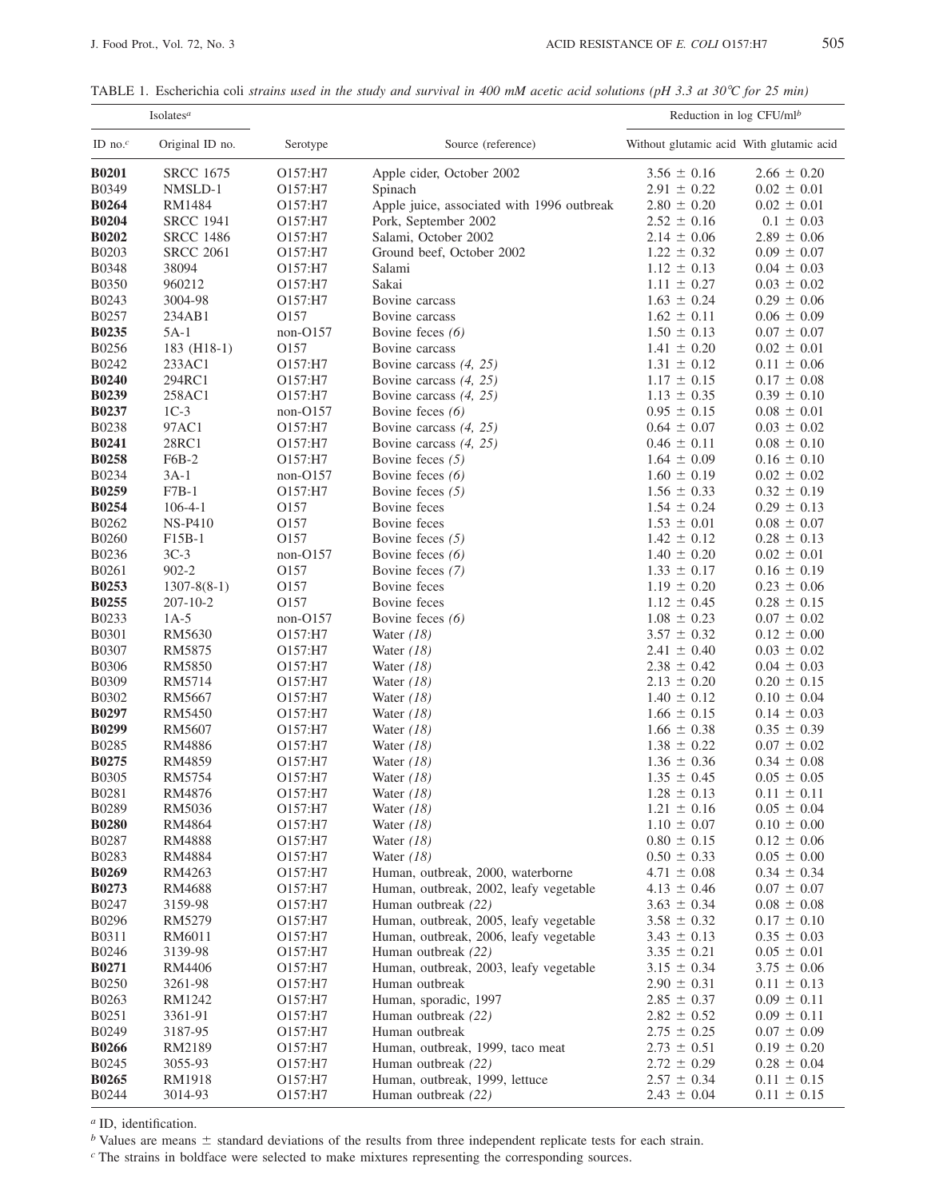TABLE 1. *Escherichia coli strains used in the study and survival in 400 mM acetic acid solutions (pH 3.3 at 30°C for 25 min)*

| Isolates[a] | | | | Reduction in log CFU/ml[b] | |
|---|---|---|---|---|---|
| ID no.[c] | Original ID no. | Serotype | Source (reference) | Without glutamic acid | With glutamic acid |
| **B0201** | SRCC 1675 | O157:H7 | Apple cider, October 2002 | 3.56 ± 0.16 | 2.66 ± 0.20 |
| B0349 | NMSLD-1 | O157:H7 | Spinach | 2.91 ± 0.22 | 0.02 ± 0.01 |
| **B0264** | RM1484 | O157:H7 | Apple juice, associated with 1996 outbreak | 2.80 ± 0.20 | 0.02 ± 0.01 |
| **B0204** | SRCC 1941 | O157:H7 | Pork, September 2002 | 2.52 ± 0.16 | 0.1 ± 0.03 |
| **B0202** | SRCC 1486 | O157:H7 | Salami, October 2002 | 2.14 ± 0.06 | 2.89 ± 0.06 |
| B0203 | SRCC 2061 | O157:H7 | Ground beef, October 2002 | 1.22 ± 0.32 | 0.09 ± 0.07 |
| B0348 | 38094 | O157:H7 | Salami | 1.12 ± 0.13 | 0.04 ± 0.03 |
| B0350 | 960212 | O157:H7 | Sakai | 1.11 ± 0.27 | 0.03 ± 0.02 |
| B0243 | 3004-98 | O157:H7 | Bovine carcass | 1.63 ± 0.24 | 0.29 ± 0.06 |
| B0257 | 234AB1 | O157 | Bovine carcass | 1.62 ± 0.11 | 0.06 ± 0.09 |
| **B0235** | 5A-1 | non-O157 | Bovine feces *(6)* | 1.50 ± 0.13 | 0.07 ± 0.07 |
| B0256 | 183 (H18-1) | O157 | Bovine carcass | 1.41 ± 0.20 | 0.02 ± 0.01 |
| B0242 | 233AC1 | O157:H7 | Bovine carcass *(4, 25)* | 1.31 ± 0.12 | 0.11 ± 0.06 |
| **B0240** | 294RC1 | O157:H7 | Bovine carcass *(4, 25)* | 1.17 ± 0.15 | 0.17 ± 0.08 |
| **B0239** | 258AC1 | O157:H7 | Bovine carcass *(4, 25)* | 1.13 ± 0.35 | 0.39 ± 0.10 |
| **B0237** | 1C-3 | non-O157 | Bovine feces *(6)* | 0.95 ± 0.15 | 0.08 ± 0.01 |
| B0238 | 97AC1 | O157:H7 | Bovine carcass *(4, 25)* | 0.64 ± 0.07 | 0.03 ± 0.02 |
| **B0241** | 28RC1 | O157:H7 | Bovine carcass *(4, 25)* | 0.46 ± 0.11 | 0.08 ± 0.10 |
| **B0258** | F6B-2 | O157:H7 | Bovine feces *(5)* | 1.64 ± 0.09 | 0.16 ± 0.10 |
| B0234 | 3A-1 | non-O157 | Bovine feces *(6)* | 1.60 ± 0.19 | 0.02 ± 0.02 |
| **B0259** | F7B-1 | O157:H7 | Bovine feces *(5)* | 1.56 ± 0.33 | 0.32 ± 0.19 |
| **B0254** | 106-4-1 | O157 | Bovine feces | 1.54 ± 0.24 | 0.29 ± 0.13 |
| B0262 | NS-P410 | O157 | Bovine feces | 1.53 ± 0.01 | 0.08 ± 0.07 |
| B0260 | F15B-1 | O157 | Bovine feces *(5)* | 1.42 ± 0.12 | 0.28 ± 0.13 |
| B0236 | 3C-3 | non-O157 | Bovine feces *(6)* | 1.40 ± 0.20 | 0.02 ± 0.01 |
| B0261 | 902-2 | O157 | Bovine feces *(7)* | 1.33 ± 0.17 | 0.16 ± 0.19 |
| **B0253** | 1307-8(8-1) | O157 | Bovine feces | 1.19 ± 0.20 | 0.23 ± 0.06 |
| **B0255** | 207-10-2 | O157 | Bovine feces | 1.12 ± 0.45 | 0.28 ± 0.15 |
| B0233 | 1A-5 | non-O157 | Bovine feces *(6)* | 1.08 ± 0.23 | 0.07 ± 0.02 |
| B0301 | RM5630 | O157:H7 | Water *(18)* | 3.57 ± 0.32 | 0.12 ± 0.00 |
| B0307 | RM5875 | O157:H7 | Water *(18)* | 2.41 ± 0.40 | 0.03 ± 0.02 |
| B0306 | RM5850 | O157:H7 | Water *(18)* | 2.38 ± 0.42 | 0.04 ± 0.03 |
| B0309 | RM5714 | O157:H7 | Water *(18)* | 2.13 ± 0.20 | 0.20 ± 0.15 |
| B0302 | RM5667 | O157:H7 | Water *(18)* | 1.40 ± 0.12 | 0.10 ± 0.04 |
| **B0297** | RM5450 | O157:H7 | Water *(18)* | 1.66 ± 0.15 | 0.14 ± 0.03 |
| **B0299** | RM5607 | O157:H7 | Water *(18)* | 1.66 ± 0.38 | 0.35 ± 0.39 |
| B0285 | RM4886 | O157:H7 | Water *(18)* | 1.38 ± 0.22 | 0.07 ± 0.02 |
| **B0275** | RM4859 | O157:H7 | Water *(18)* | 1.36 ± 0.36 | 0.34 ± 0.08 |
| B0305 | RM5754 | O157:H7 | Water *(18)* | 1.35 ± 0.45 | 0.05 ± 0.05 |
| B0281 | RM4876 | O157:H7 | Water *(18)* | 1.28 ± 0.13 | 0.11 ± 0.11 |
| B0289 | RM5036 | O157:H7 | Water *(18)* | 1.21 ± 0.16 | 0.05 ± 0.04 |
| **B0280** | RM4864 | O157:H7 | Water *(18)* | 1.10 ± 0.07 | 0.10 ± 0.00 |
| B0287 | RM4888 | O157:H7 | Water *(18)* | 0.80 ± 0.15 | 0.12 ± 0.06 |
| B0283 | RM4884 | O157:H7 | Water *(18)* | 0.50 ± 0.33 | 0.05 ± 0.00 |
| **B0269** | RM4263 | O157:H7 | Human, outbreak, 2000, waterborne | 4.71 ± 0.08 | 0.34 ± 0.34 |
| **B0273** | RM4688 | O157:H7 | Human, outbreak, 2002, leafy vegetable | 4.13 ± 0.46 | 0.07 ± 0.07 |
| B0247 | 3159-98 | O157:H7 | Human outbreak *(22)* | 3.63 ± 0.34 | 0.08 ± 0.08 |
| B0296 | RM5279 | O157:H7 | Human, outbreak, 2005, leafy vegetable | 3.58 ± 0.32 | 0.17 ± 0.10 |
| B0311 | RM6011 | O157:H7 | Human, outbreak, 2006, leafy vegetable | 3.43 ± 0.13 | 0.35 ± 0.03 |
| B0246 | 3139-98 | O157:H7 | Human outbreak *(22)* | 3.35 ± 0.21 | 0.05 ± 0.01 |
| **B0271** | RM4406 | O157:H7 | Human, outbreak, 2003, leafy vegetable | 3.15 ± 0.34 | 3.75 ± 0.06 |
| B0250 | 3261-98 | O157:H7 | Human outbreak | 2.90 ± 0.31 | 0.11 ± 0.13 |
| B0263 | RM1242 | O157:H7 | Human, sporadic, 1997 | 2.85 ± 0.37 | 0.09 ± 0.11 |
| B0251 | 3361-91 | O157:H7 | Human outbreak *(22)* | 2.82 ± 0.52 | 0.09 ± 0.11 |
| B0249 | 3187-95 | O157:H7 | Human outbreak | 2.75 ± 0.25 | 0.07 ± 0.09 |
| **B0266** | RM2189 | O157:H7 | Human, outbreak, 1999, taco meat | 2.73 ± 0.51 | 0.19 ± 0.20 |
| B0245 | 3055-93 | O157:H7 | Human outbreak *(22)* | 2.72 ± 0.29 | 0.28 ± 0.04 |
| **B0265** | RM1918 | O157:H7 | Human, outbreak, 1999, lettuce | 2.57 ± 0.34 | 0.11 ± 0.15 |
| B0244 | 3014-93 | O157:H7 | Human outbreak *(22)* | 2.43 ± 0.04 | 0.11 ± 0.15 |

[a] ID, identification.

[b] Values are means ± standard deviations of the results from three independent replicate tests for each strain.

[c] The strains in boldface were selected to make mixtures representing the corresponding sources.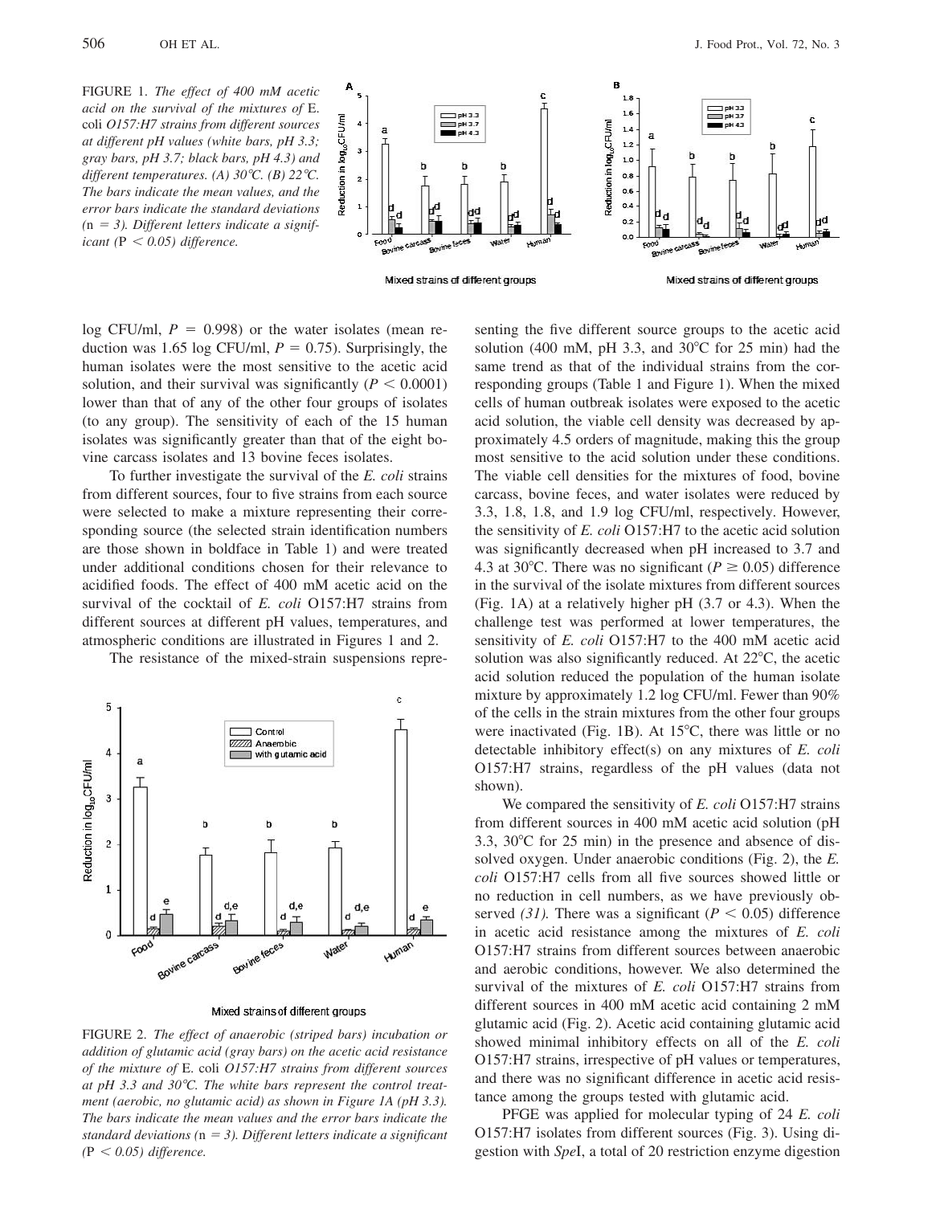FIGURE 1. *The effect of 400 mM acetic acid on the survival of the mixtures of* E. coli *O157:H7 strains from different sources at different pH values (white bars, pH 3.3; gray bars, pH 3.7; black bars, pH 4.3) and different temperatures. (A) 30°C. (B) 22°C. The bars indicate the mean values, and the error bars indicate the standard deviations (*n *= 3). Different letters indicate a significant (*P *< 0.05) difference.*

log CFU/ml, $P = 0.998$) or the water isolates (mean reduction was 1.65 log CFU/ml, $P = 0.75$). Surprisingly, the human isolates were the most sensitive to the acetic acid solution, and their survival was significantly ($P < 0.0001$) lower than that of any of the other four groups of isolates (to any group). The sensitivity of each of the 15 human isolates was significantly greater than that of the eight bovine carcass isolates and 13 bovine feces isolates.

To further investigate the survival of the *E. coli* strains from different sources, four to five strains from each source were selected to make a mixture representing their corresponding source (the selected strain identification numbers are those shown in boldface in Table 1) and were treated under additional conditions chosen for their relevance to acidified foods. The effect of 400 mM acetic acid on the survival of the cocktail of *E. coli* O157:H7 strains from different sources at different pH values, temperatures, and atmospheric conditions are illustrated in Figures 1 and 2.

The resistance of the mixed-strain suspensions representing the five different source groups to the acetic acid solution (400 mM, pH 3.3, and 30°C for 25 min) had the same trend as that of the individual strains from the corresponding groups (Table 1 and Figure 1). When the mixed cells of human outbreak isolates were exposed to the acetic acid solution, the viable cell density was decreased by approximately 4.5 orders of magnitude, making this the group most sensitive to the acid solution under these conditions. The viable cell densities for the mixtures of food, bovine carcass, bovine feces, and water isolates were reduced by 3.3, 1.8, 1.8, and 1.9 log CFU/ml, respectively. However, the sensitivity of *E. coli* O157:H7 to the acetic acid solution was significantly decreased when pH increased to 3.7 and 4.3 at 30°C. There was no significant ($P \geq 0.05$) difference in the survival of the isolate mixtures from different sources (Fig. 1A) at a relatively higher pH (3.7 or 4.3). When the challenge test was performed at lower temperatures, the sensitivity of *E. coli* O157:H7 to the 400 mM acetic acid solution was also significantly reduced. At 22°C, the acetic acid solution reduced the population of the human isolate mixture by approximately 1.2 log CFU/ml. Fewer than 90% of the cells in the strain mixtures from the other four groups were inactivated (Fig. 1B). At 15°C, there was little or no detectable inhibitory effect(s) on any mixtures of *E. coli* O157:H7 strains, regardless of the pH values (data not shown).

FIGURE 2. *The effect of anaerobic (striped bars) incubation or addition of glutamic acid (gray bars) on the acetic acid resistance of the mixture of* E. coli *O157:H7 strains from different sources at pH 3.3 and 30°C. The white bars represent the control treatment (aerobic, no glutamic acid) as shown in Figure 1A (pH 3.3). The bars indicate the mean values and the error bars indicate the standard deviations (*n *= 3). Different letters indicate a significant (*P *< 0.05) difference.*

We compared the sensitivity of *E. coli* O157:H7 strains from different sources in 400 mM acetic acid solution (pH 3.3, 30°C for 25 min) in the presence and absence of dissolved oxygen. Under anaerobic conditions (Fig. 2), the *E. coli* O157:H7 cells from all five sources showed little or no reduction in cell numbers, as we have previously observed *(31)*. There was a significant ($P < 0.05$) difference in acetic acid resistance among the mixtures of *E. coli* O157:H7 strains from different sources between anaerobic and aerobic conditions, however. We also determined the survival of the mixtures of *E. coli* O157:H7 strains from different sources in 400 mM acetic acid containing 2 mM glutamic acid (Fig. 2). Acetic acid containing glutamic acid showed minimal inhibitory effects on all of the *E. coli* O157:H7 strains, irrespective of pH values or temperatures, and there was no significant difference in acetic acid resistance among the groups tested with glutamic acid.

PFGE was applied for molecular typing of 24 *E. coli* O157:H7 isolates from different sources (Fig. 3). Using digestion with *Spe*I, a total of 20 restriction enzyme digestion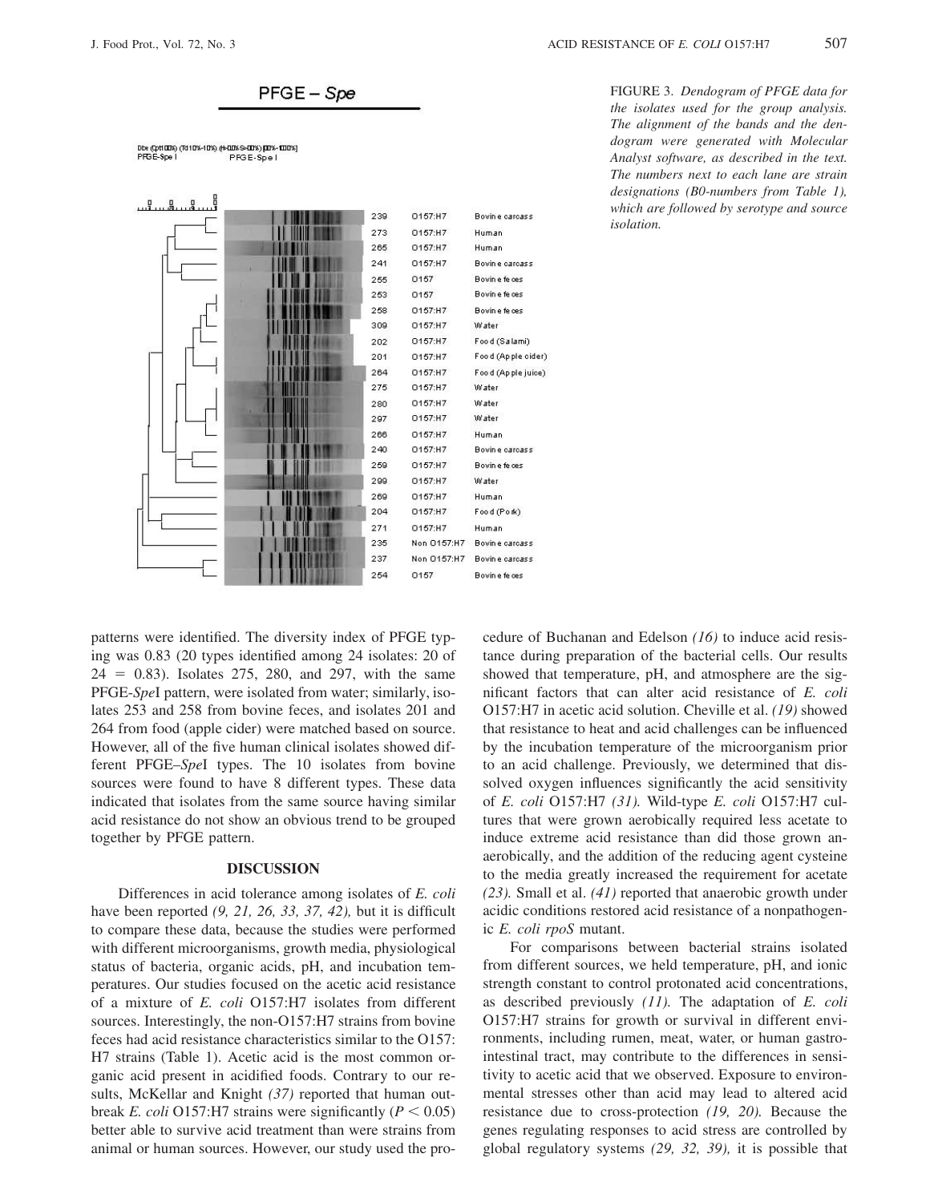FIGURE 3. *Dendogram of PFGE data for the isolates used for the group analysis. The alignment of the bands and the dendogram were generated with Molecular Analyst software, as described in the text. The numbers next to each lane are strain designations (B0-numbers from Table 1), which are followed by serotype and source isolation.*

patterns were identified. The diversity index of PFGE typing was 0.83 (20 types identified among 24 isolates: 20 of 24 = 0.83). Isolates 275, 280, and 297, with the same PFGE-*Spe*I pattern, were isolated from water; similarly, isolates 253 and 258 from bovine feces, and isolates 201 and 264 from food (apple cider) were matched based on source. However, all of the five human clinical isolates showed different PFGE–*Spe*I types. The 10 isolates from bovine sources were found to have 8 different types. These data indicated that isolates from the same source having similar acid resistance do not show an obvious trend to be grouped together by PFGE pattern.

## DISCUSSION

Differences in acid tolerance among isolates of *E. coli* have been reported *(9, 21, 26, 33, 37, 42),* but it is difficult to compare these data, because the studies were performed with different microorganisms, growth media, physiological status of bacteria, organic acids, pH, and incubation temperatures. Our studies focused on the acetic acid resistance of a mixture of *E. coli* O157:H7 isolates from different sources. Interestingly, the non-O157:H7 strains from bovine feces had acid resistance characteristics similar to the O157:H7 strains (Table 1). Acetic acid is the most common organic acid present in acidified foods. Contrary to our results, McKellar and Knight *(37)* reported that human outbreak *E. coli* O157:H7 strains were significantly ($P < 0.05$) better able to survive acid treatment than were strains from animal or human sources. However, our study used the procedure of Buchanan and Edelson *(16)* to induce acid resistance during preparation of the bacterial cells. Our results showed that temperature, pH, and atmosphere are the significant factors that can alter acid resistance of *E. coli* O157:H7 in acetic acid solution. Cheville et al. *(19)* showed that resistance to heat and acid challenges can be influenced by the incubation temperature of the microorganism prior to an acid challenge. Previously, we determined that dissolved oxygen influences significantly the acid sensitivity of *E. coli* O157:H7 *(31).* Wild-type *E. coli* O157:H7 cultures that were grown aerobically required less acetate to induce extreme acid resistance than did those grown anaerobically, and the addition of the reducing agent cysteine to the media greatly increased the requirement for acetate *(23).* Small et al. *(41)* reported that anaerobic growth under acidic conditions restored acid resistance of a nonpathogenic *E. coli rpoS* mutant.

For comparisons between bacterial strains isolated from different sources, we held temperature, pH, and ionic strength constant to control protonated acid concentrations, as described previously *(11).* The adaptation of *E. coli* O157:H7 strains for growth or survival in different environments, including rumen, meat, water, or human gastrointestinal tract, may contribute to the differences in sensitivity to acetic acid that we observed. Exposure to environmental stresses other than acid may lead to altered acid resistance due to cross-protection *(19, 20).* Because the genes regulating responses to acid stress are controlled by global regulatory systems *(29, 32, 39),* it is possible that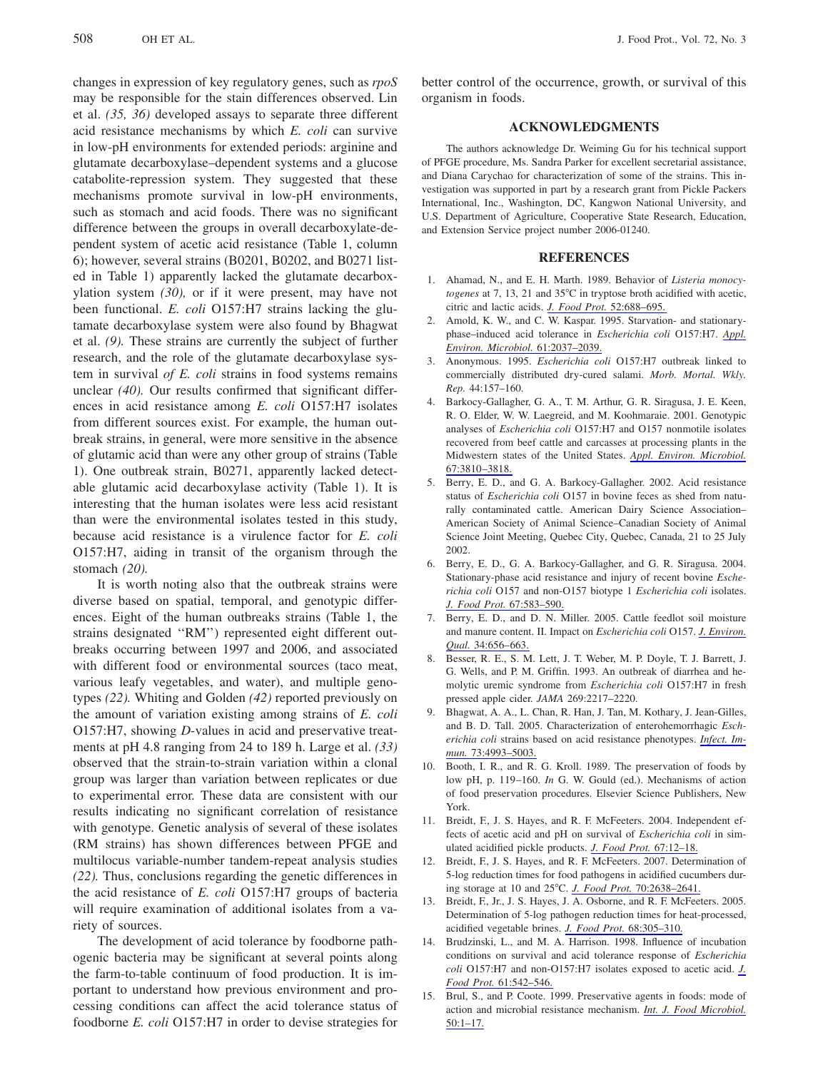changes in expression of key regulatory genes, such as *rpoS* may be responsible for the stain differences observed. Lin et al. *(35, 36)* developed assays to separate three different acid resistance mechanisms by which *E. coli* can survive in low-pH environments for extended periods: arginine and glutamate decarboxylase–dependent systems and a glucose catabolite-repression system. They suggested that these mechanisms promote survival in low-pH environments, such as stomach and acid foods. There was no significant difference between the groups in overall decarboxylate-dependent system of acetic acid resistance (Table 1, column 6); however, several strains (B0201, B0202, and B0271 listed in Table 1) apparently lacked the glutamate decarboxylation system *(30),* or if it were present, may have not been functional. *E. coli* O157:H7 strains lacking the glutamate decarboxylase system were also found by Bhagwat et al. *(9).* These strains are currently the subject of further research, and the role of the glutamate decarboxylase system in survival *of E. coli* strains in food systems remains unclear *(40).* Our results confirmed that significant differences in acid resistance among *E. coli* O157:H7 isolates from different sources exist. For example, the human outbreak strains, in general, were more sensitive in the absence of glutamic acid than were any other group of strains (Table 1). One outbreak strain, B0271, apparently lacked detectable glutamic acid decarboxylase activity (Table 1). It is interesting that the human isolates were less acid resistant than were the environmental isolates tested in this study, because acid resistance is a virulence factor for *E. coli* O157:H7, aiding in transit of the organism through the stomach *(20).*

It is worth noting also that the outbreak strains were diverse based on spatial, temporal, and genotypic differences. Eight of the human outbreaks strains (Table 1, the strains designated "RM") represented eight different outbreaks occurring between 1997 and 2006, and associated with different food or environmental sources (taco meat, various leafy vegetables, and water), and multiple genotypes *(22).* Whiting and Golden *(42)* reported previously on the amount of variation existing among strains of *E. coli* O157:H7, showing *D*-values in acid and preservative treatments at pH 4.8 ranging from 24 to 189 h. Large et al. *(33)* observed that the strain-to-strain variation within a clonal group was larger than variation between replicates or due to experimental error. These data are consistent with our results indicating no significant correlation of resistance with genotype. Genetic analysis of several of these isolates (RM strains) has shown differences between PFGE and multilocus variable-number tandem-repeat analysis studies *(22).* Thus, conclusions regarding the genetic differences in the acid resistance of *E. coli* O157:H7 groups of bacteria will require examination of additional isolates from a variety of sources.

The development of acid tolerance by foodborne pathogenic bacteria may be significant at several points along the farm-to-table continuum of food production. It is important to understand how previous environment and processing conditions can affect the acid tolerance status of foodborne *E. coli* O157:H7 in order to devise strategies for better control of the occurrence, growth, or survival of this organism in foods.

## ACKNOWLEDGMENTS

The authors acknowledge Dr. Weiming Gu for his technical support of PFGE procedure, Ms. Sandra Parker for excellent secretarial assistance, and Diana Carychao for characterization of some of the strains. This investigation was supported in part by a research grant from Pickle Packers International, Inc., Washington, DC, Kangwon National University, and U.S. Department of Agriculture, Cooperative State Research, Education, and Extension Service project number 2006-01240.

## REFERENCES

1. Ahamad, N., and E. H. Marth. 1989. Behavior of *Listeria monocytogenes* at 7, 13, 21 and 35°C in tryptose broth acidified with acetic, citric and lactic acids. *J. Food Prot.* 52:688–695.
2. Arnold, K. W., and C. W. Kaspar. 1995. Starvation- and stationary-phase–induced acid tolerance in *Escherichia coli* O157:H7. *Appl. Environ. Microbiol.* 61:2037–2039.
3. Anonymous. 1995. *Escherichia coli* O157:H7 outbreak linked to commercially distributed dry-cured salami. *Morb. Mortal. Wkly. Rep.* 44:157–160.
4. Barkocy-Gallagher, G. A., T. M. Arthur, G. R. Siragusa, J. E. Keen, R. O. Elder, W. W. Laegreid, and M. Koohmaraie. 2001. Genotypic analyses of *Escherichia coli* O157:H7 and O157 nonmotile isolates recovered from beef cattle and carcasses at processing plants in the Midwestern states of the United States. *Appl. Environ. Microbiol.* 67:3810–3818.
5. Berry, E. D., and G. A. Barkocy-Gallagher. 2002. Acid resistance status of *Escherichia coli* O157 in bovine feces as shed from naturally contaminated cattle. American Dairy Science Association–American Society of Animal Science–Canadian Society of Animal Science Joint Meeting, Quebec City, Quebec, Canada, 21 to 25 July 2002.
6. Berry, E. D., G. A. Barkocy-Gallagher, and G. R. Siragusa. 2004. Stationary-phase acid resistance and injury of recent bovine *Escherichia coli* O157 and non-O157 biotype 1 *Escherichia coli* isolates. *J. Food Prot.* 67:583–590.
7. Berry, E. D., and D. N. Miller. 2005. Cattle feedlot soil moisture and manure content. II. Impact on *Escherichia coli* O157. *J. Environ. Qual.* 34:656–663.
8. Besser, R. E., S. M. Lett, J. T. Weber, M. P. Doyle, T. J. Barrett, J. G. Wells, and P. M. Griffin. 1993. An outbreak of diarrhea and hemolytic uremic syndrome from *Escherichia coli* O157:H7 in fresh pressed apple cider. *JAMA* 269:2217–2220.
9. Bhagwat, A. A., L. Chan, R. Han, J. Tan, M. Kothary, J. Jean-Gilles, and B. D. Tall. 2005. Characterization of enterohemorrhagic *Escherichia coli* strains based on acid resistance phenotypes. *Infect. Immun.* 73:4993–5003.
10. Booth, I. R., and R. G. Kroll. 1989. The preservation of foods by low pH, p. 119–160. *In* G. W. Gould (ed.). Mechanisms of action of food preservation procedures. Elsevier Science Publishers, New York.
11. Breidt, F., J. S. Hayes, and R. F. McFeeters. 2004. Independent effects of acetic acid and pH on survival of *Escherichia coli* in simulated acidified pickle products. *J. Food Prot.* 67:12–18.
12. Breidt, F., J. S. Hayes, and R. F. McFeeters. 2007. Determination of 5-log reduction times for food pathogens in acidified cucumbers during storage at 10 and 25°C. *J. Food Prot.* 70:2638–2641.
13. Breidt, F., Jr., J. S. Hayes, J. A. Osborne, and R. F. McFeeters. 2005. Determination of 5-log pathogen reduction times for heat-processed, acidified vegetable brines. *J. Food Prot.* 68:305–310.
14. Brudzinski, L., and M. A. Harrison. 1998. Influence of incubation conditions on survival and acid tolerance response of *Escherichia coli* O157:H7 and non-O157:H7 isolates exposed to acetic acid. *J. Food Prot.* 61:542–546.
15. Brul, S., and P. Coote. 1999. Preservative agents in foods: mode of action and microbial resistance mechanism. *Int. J. Food Microbiol.* 50:1–17.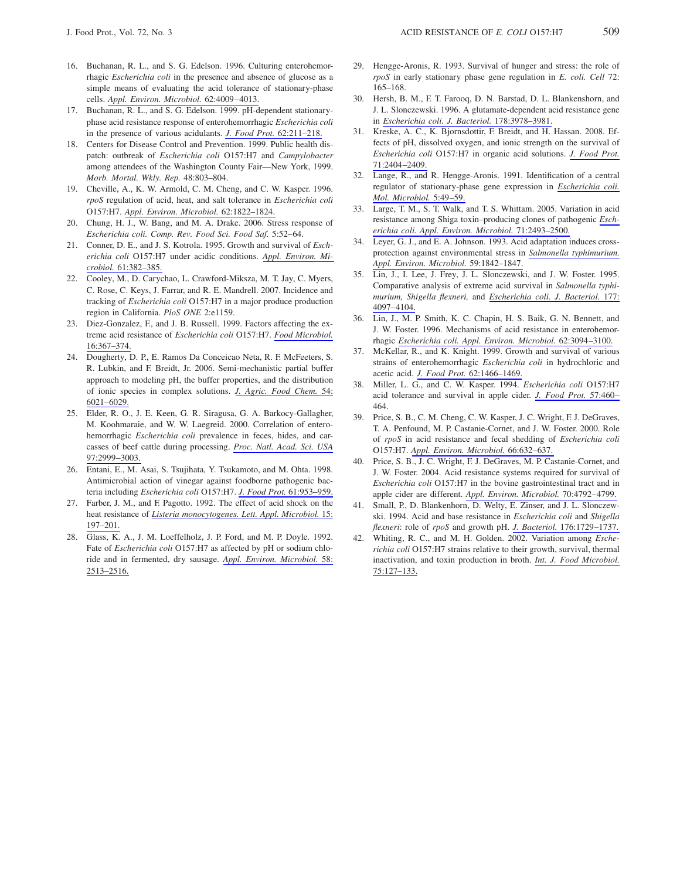16. Buchanan, R. L., and S. G. Edelson. 1996. Culturing enterohemorrhagic *Escherichia coli* in the presence and absence of glucose as a simple means of evaluating the acid tolerance of stationary-phase cells. *Appl. Environ. Microbiol.* 62:4009–4013.
17. Buchanan, R. L., and S. G. Edelson. 1999. pH-dependent stationary-phase acid resistance response of enterohemorrhagic *Escherichia coli* in the presence of various acidulants. *J. Food Prot.* 62:211–218.
18. Centers for Disease Control and Prevention. 1999. Public health dispatch: outbreak of *Escherichia coli* O157:H7 and *Campylobacter* among attendees of the Washington County Fair—New York, 1999. *Morb. Mortal. Wkly. Rep.* 48:803–804.
19. Cheville, A., K. W. Armold, C. M. Cheng, and C. W. Kasper. 1996. *rpoS* regulation of acid, heat, and salt tolerance in *Escherichia coli* O157:H7. *Appl. Environ. Microbiol.* 62:1822–1824.
20. Chung, H. J., W. Bang, and M. A. Drake. 2006. Stress response of *Escherichia coli*. *Comp. Rev. Food Sci. Food Saf.* 5:52–64.
21. Conner, D. E., and J. S. Kotrola. 1995. Growth and survival of *Escherichia coli* O157:H7 under acidic conditions. *Appl. Environ. Microbiol.* 61:382–385.
22. Cooley, M., D. Carychao, L. Crawford-Miksza, M. T. Jay, C. Myers, C. Rose, C. Keys, J. Farrar, and R. E. Mandrell. 2007. Incidence and tracking of *Escherichia coli* O157:H7 in a major produce production region in California. *PloS ONE* 2:e1159.
23. Diez-Gonzalez, F., and J. B. Russell. 1999. Factors affecting the extreme acid resistance of *Escherichia coli* O157:H7. *Food Microbiol.* 16:367–374.
24. Dougherty, D. P., E. Ramos Da Conceicao Neta, R. F. McFeeters, S. R. Lubkin, and F. Breidt, Jr. 2006. Semi-mechanistic partial buffer approach to modeling pH, the buffer properties, and the distribution of ionic species in complex solutions. *J. Agric. Food Chem.* 54:6021–6029.
25. Elder, R. O., J. E. Keen, G. R. Siragusa, G. A. Barkocy-Gallagher, M. Koohmaraie, and W. W. Laegreid. 2000. Correlation of enterohemorrhagic *Escherichia coli* prevalence in feces, hides, and carcasses of beef cattle during processing. *Proc. Natl. Acad. Sci. USA* 97:2999–3003.
26. Entani, E., M. Asai, S. Tsujihata, Y. Tsukamoto, and M. Ohta. 1998. Antimicrobial action of vinegar against foodborne pathogenic bacteria including *Escherichia coli* O157:H7. *J. Food Prot.* 61:953–959.
27. Farber, J. M., and F. Pagotto. 1992. The effect of acid shock on the heat resistance of *Listeria monocytogenes*. *Lett. Appl. Microbiol.* 15:197–201.
28. Glass, K. A., J. M. Loeffelholz, J. P. Ford, and M. P. Doyle. 1992. Fate of *Escherichia coli* O157:H7 as affected by pH or sodium chloride and in fermented, dry sausage. *Appl. Environ. Microbiol.* 58:2513–2516.
29. Hengge-Aronis, R. 1993. Survival of hunger and stress: the role of *rpoS* in early stationary phase gene regulation in *E. coli*. *Cell* 72:165–168.
30. Hersh, B. M., F. T. Farooq, D. N. Barstad, D. L. Blankenshorn, and J. L. Slonczewski. 1996. A glutamate-dependent acid resistance gene in *Escherichia coli*. *J. Bacteriol.* 178:3978–3981.
31. Kreske, A. C., K. Bjornsdottir, F. Breidt, and H. Hassan. 2008. Effects of pH, dissolved oxygen, and ionic strength on the survival of *Escherichia coli* O157:H7 in organic acid solutions. *J. Food Prot.* 71:2404–2409.
32. Lange, R., and R. Hengge-Aronis. 1991. Identification of a central regulator of stationary-phase gene expression in *Escherichia coli*. *Mol. Microbiol.* 5:49–59.
33. Large, T. M., S. T. Walk, and T. S. Whittam. 2005. Variation in acid resistance among Shiga toxin–producing clones of pathogenic *Escherichia coli*. *Appl. Environ. Microbiol.* 71:2493–2500.
34. Leyer, G. J., and E. A. Johnson. 1993. Acid adaptation induces cross-protection against environmental stress in *Salmonella typhimurium*. *Appl. Environ. Microbiol.* 59:1842–1847.
35. Lin, J., I. Lee, J. Frey, J. L. Slonczewski, and J. W. Foster. 1995. Comparative analysis of extreme acid survival in *Salmonella typhimurium, Shigella flexneri,* and *Escherichia coli*. *J. Bacteriol.* 177:4097–4104.
36. Lin, J., M. P. Smith, K. C. Chapin, H. S. Baik, G. N. Bennett, and J. W. Foster. 1996. Mechanisms of acid resistance in enterohemorrhagic *Escherichia coli*. *Appl. Environ. Microbiol.* 62:3094–3100.
37. McKellar, R., and K. Knight. 1999. Growth and survival of various strains of enterohemorrhagic *Escherichia coli* in hydrochloric and acetic acid. *J. Food Prot.* 62:1466–1469.
38. Miller, L. G., and C. W. Kasper. 1994. *Escherichia coli* O157:H7 acid tolerance and survival in apple cider. *J. Food Prot.* 57:460–464.
39. Price, S. B., C. M. Cheng, C. W. Kasper, J. C. Wright, F. J. DeGraves, T. A. Penfound, M. P. Castanie-Cornet, and J. W. Foster. 2000. Role of *rpoS* in acid resistance and fecal shedding of *Escherichia coli* O157:H7. *Appl. Environ. Microbiol.* 66:632–637.
40. Price, S. B., J. C. Wright, F. J. DeGraves, M. P. Castanie-Cornet, and J. W. Foster. 2004. Acid resistance systems required for survival of *Escherichia coli* O157:H7 in the bovine gastrointestinal tract and in apple cider are different. *Appl. Environ. Microbiol.* 70:4792–4799.
41. Small, P., D. Blankenhorn, D. Welty, E. Zinser, and J. L. Slonczewski. 1994. Acid and base resistance in *Escherichia coli* and *Shigella flexneri*: role of *rpoS* and growth pH. *J. Bacteriol.* 176:1729–1737.
42. Whiting, R. C., and M. H. Golden. 2002. Variation among *Escherichia coli* O157:H7 strains relative to their growth, survival, thermal inactivation, and toxin production in broth. *Int. J. Food Microbiol.* 75:127–133.